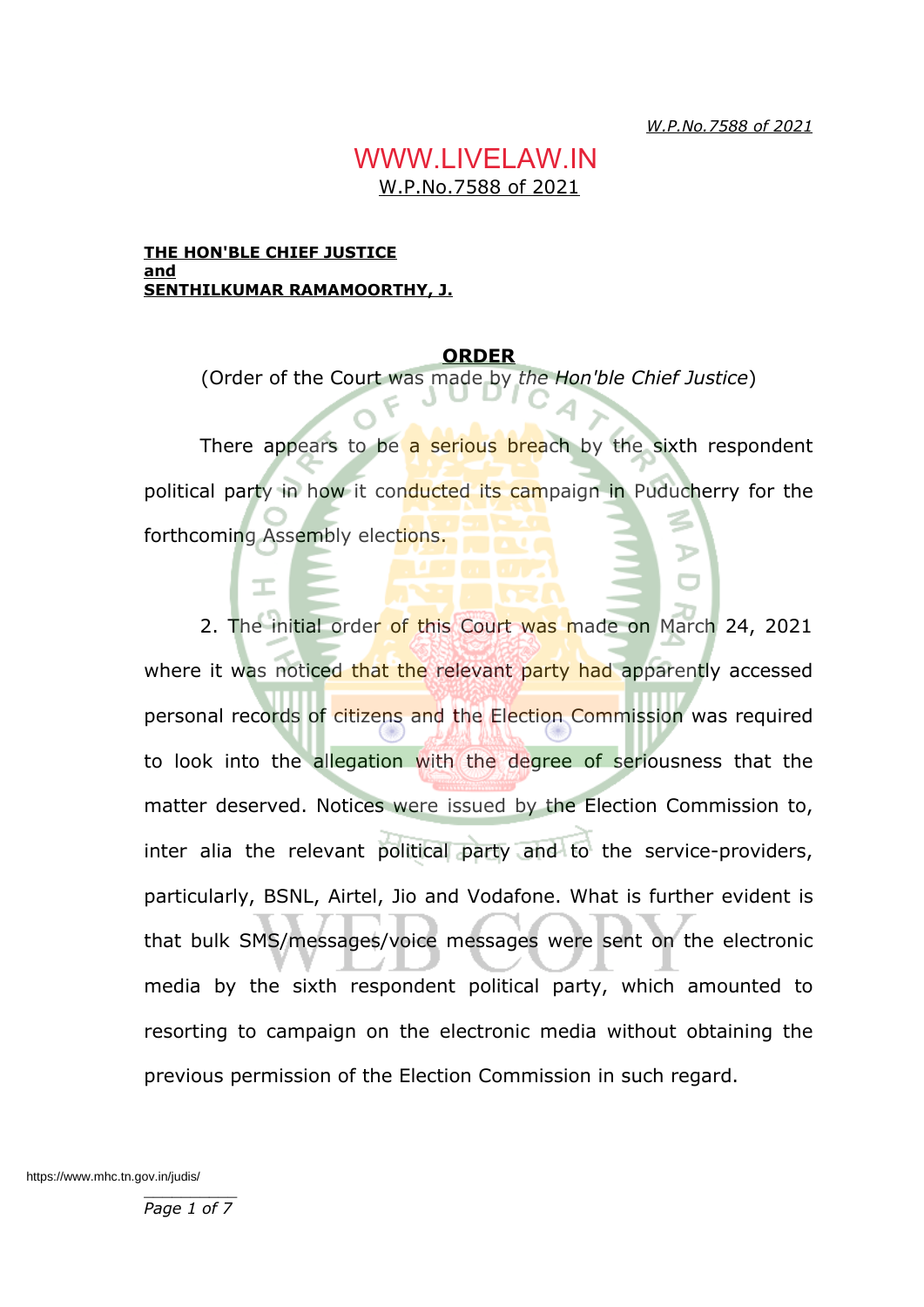W.P.No.7588 of 2021

**THE HON'BLE CHIEF JUSTICE**
**and**
**SENTHILKUMAR RAMAMOORTHY, J.**

## ORDER

(Order of the Court was made by *the Hon'ble Chief Justice*)

There appears to be a serious breach by the sixth respondent political party in how it conducted its campaign in Puducherry for the forthcoming Assembly elections.

2. The initial order of this Court was made on March 24, 2021 where it was noticed that the relevant party had apparently accessed personal records of citizens and the Election Commission was required to look into the allegation with the degree of seriousness that the matter deserved. Notices were issued by the Election Commission to, inter alia the relevant political party and to the service-providers, particularly, BSNL, Airtel, Jio and Vodafone. What is further evident is that bulk SMS/messages/voice messages were sent on the electronic media by the sixth respondent political party, which amounted to resorting to campaign on the electronic media without obtaining the previous permission of the Election Commission in such regard.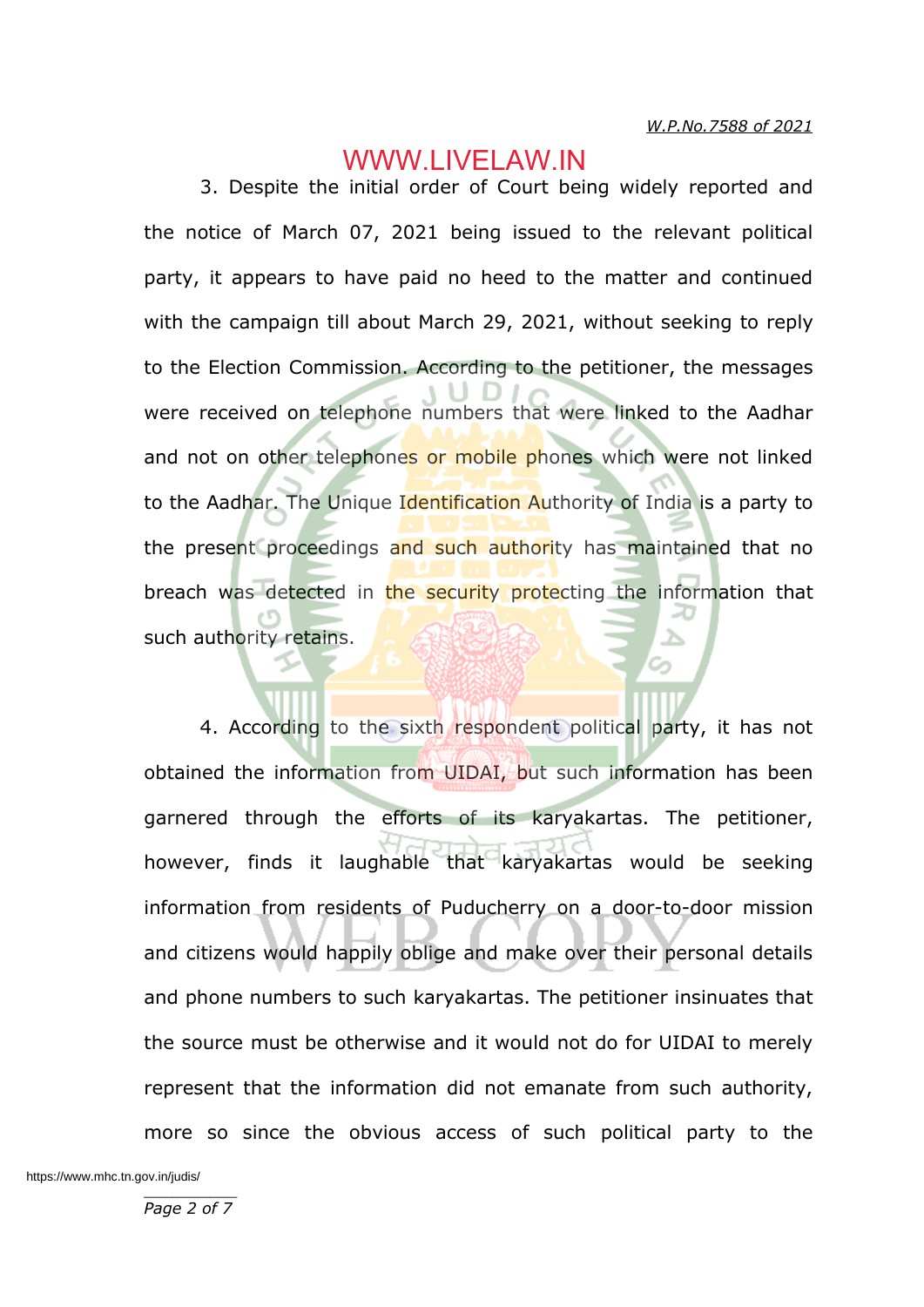3. Despite the initial order of Court being widely reported and the notice of March 07, 2021 being issued to the relevant political party, it appears to have paid no heed to the matter and continued with the campaign till about March 29, 2021, without seeking to reply to the Election Commission. According to the petitioner, the messages were received on telephone numbers that were linked to the Aadhar and not on other telephones or mobile phones which were not linked to the Aadhar. The Unique Identification Authority of India is a party to the present proceedings and such authority has maintained that no breach was detected in the security protecting the information that such authority retains.

4. According to the sixth respondent political party, it has not obtained the information from UIDAI, but such information has been garnered through the efforts of its karyakartas. The petitioner, however, finds it laughable that karyakartas would be seeking information from residents of Puducherry on a door-to-door mission and citizens would happily oblige and make over their personal details and phone numbers to such karyakartas. The petitioner insinuates that the source must be otherwise and it would not do for UIDAI to merely represent that the information did not emanate from such authority, more so since the obvious access of such political party to the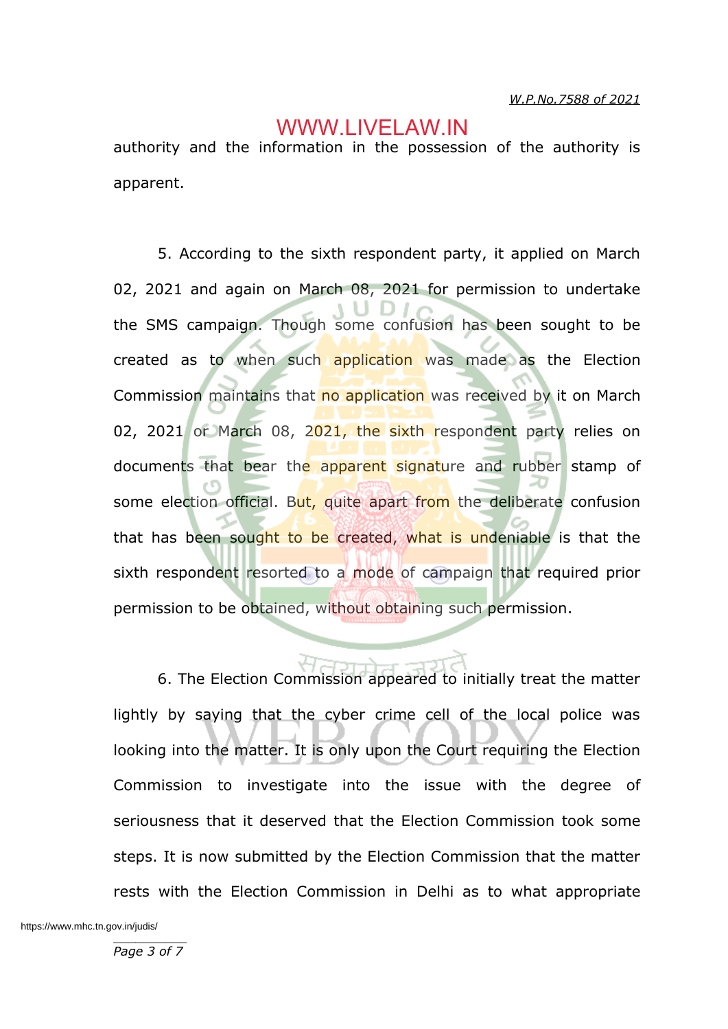authority and the information in the possession of the authority is apparent.

5. According to the sixth respondent party, it applied on March 02, 2021 and again on March 08, 2021 for permission to undertake the SMS campaign. Though some confusion has been sought to be created as to when such application was made as the Election Commission maintains that no application was received by it on March 02, 2021 or March 08, 2021, the sixth respondent party relies on documents that bear the apparent signature and rubber stamp of some election official. But, quite apart from the deliberate confusion that has been sought to be created, what is undeniable is that the sixth respondent resorted to a mode of campaign that required prior permission to be obtained, without obtaining such permission.

6. The Election Commission appeared to initially treat the matter lightly by saying that the cyber crime cell of the local police was looking into the matter. It is only upon the Court requiring the Election Commission to investigate into the issue with the degree of seriousness that it deserved that the Election Commission took some steps. It is now submitted by the Election Commission that the matter rests with the Election Commission in Delhi as to what appropriate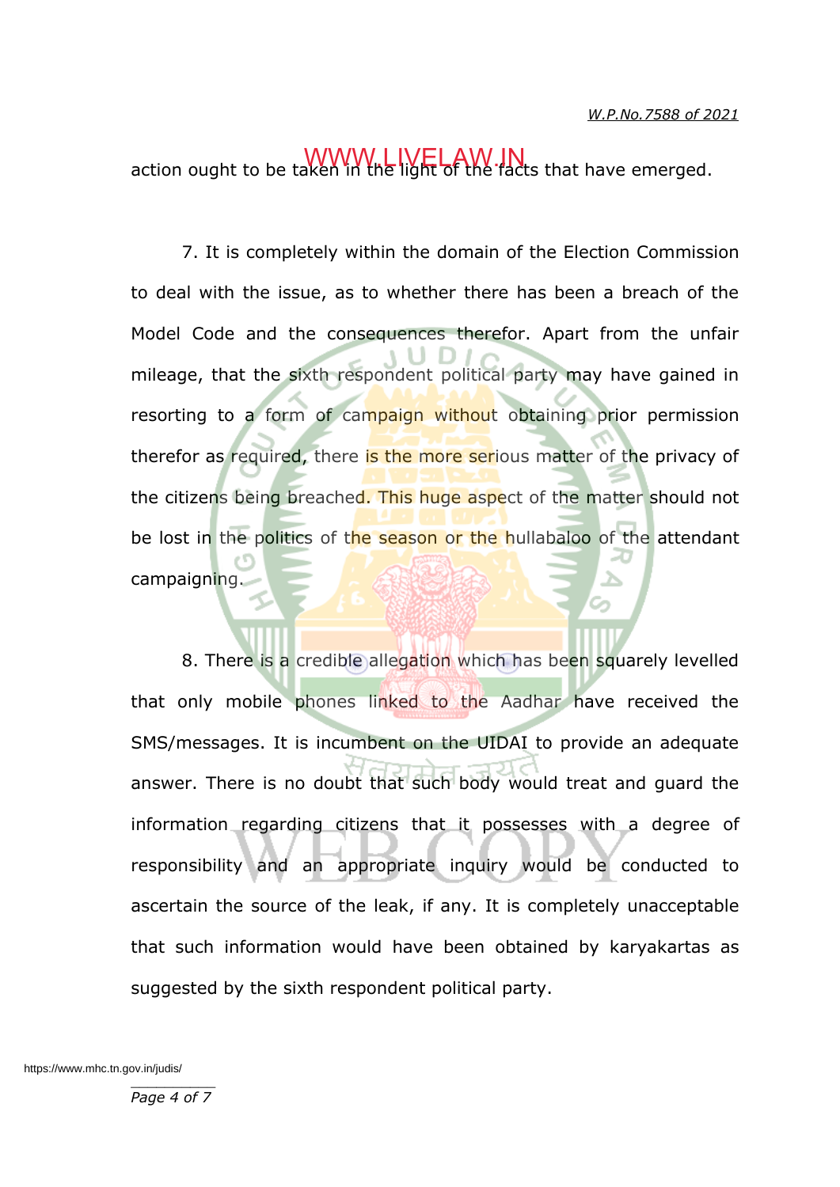action ought to be taken in the light of the facts that have emerged.

7. It is completely within the domain of the Election Commission to deal with the issue, as to whether there has been a breach of the Model Code and the consequences therefor. Apart from the unfair mileage, that the sixth respondent political party may have gained in resorting to a form of campaign without obtaining prior permission therefor as required, there is the more serious matter of the privacy of the citizens being breached. This huge aspect of the matter should not be lost in the politics of the season or the hullabaloo of the attendant campaigning.

8. There is a credible allegation which has been squarely levelled that only mobile phones linked to the Aadhar have received the SMS/messages. It is incumbent on the UIDAI to provide an adequate answer. There is no doubt that such body would treat and guard the information regarding citizens that it possesses with a degree of responsibility and an appropriate inquiry would be conducted to ascertain the source of the leak, if any. It is completely unacceptable that such information would have been obtained by karyakartas as suggested by the sixth respondent political party.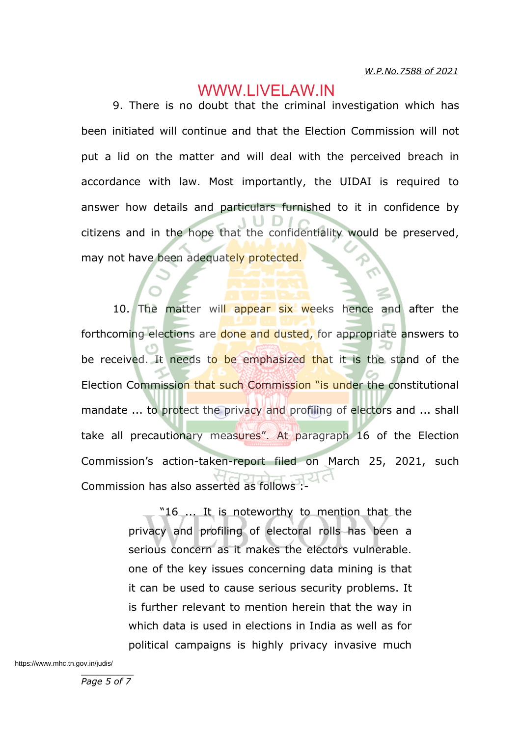9. There is no doubt that the criminal investigation which has been initiated will continue and that the Election Commission will not put a lid on the matter and will deal with the perceived breach in accordance with law. Most importantly, the UIDAI is required to answer how details and particulars furnished to it in confidence by citizens and in the hope that the confidentiality would be preserved, may not have been adequately protected.

10. The matter will appear six weeks hence and after the forthcoming elections are done and dusted, for appropriate answers to be received. It needs to be emphasized that it is the stand of the Election Commission that such Commission "is under the constitutional mandate ... to protect the privacy and profiling of electors and ... shall take all precautionary measures". At paragraph 16 of the Election Commission's action-taken-report filed on March 25, 2021, such Commission has also asserted as follows :-

> "16 ... It is noteworthy to mention that the privacy and profiling of electoral rolls has been a serious concern as it makes the electors vulnerable. one of the key issues concerning data mining is that it can be used to cause serious security problems. It is further relevant to mention herein that the way in which data is used in elections in India as well as for political campaigns is highly privacy invasive much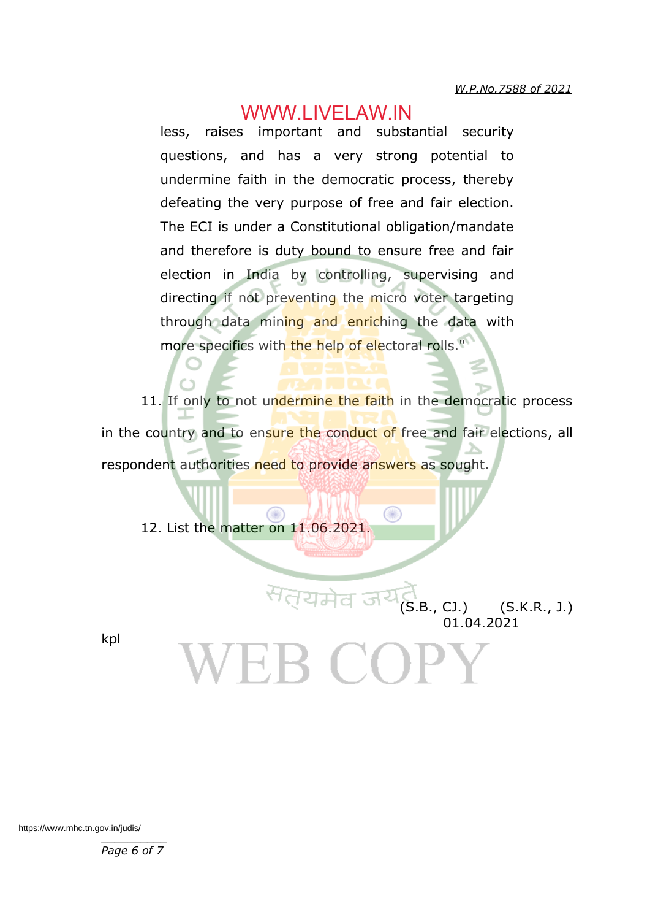less, raises important and substantial security questions, and has a very strong potential to undermine faith in the democratic process, thereby defeating the very purpose of free and fair election. The ECI is under a Constitutional obligation/mandate and therefore is duty bound to ensure free and fair election in India by controlling, supervising and directing if not preventing the micro voter targeting through data mining and enriching the data with more specifics with the help of electoral rolls."

11. If only to not undermine the faith in the democratic process in the country and to ensure the conduct of free and fair elections, all respondent authorities need to provide answers as sought.

12. List the matter on 11.06.2021.

(S.B., CJ.) (S.K.R., J.)
01.04.2021

kpl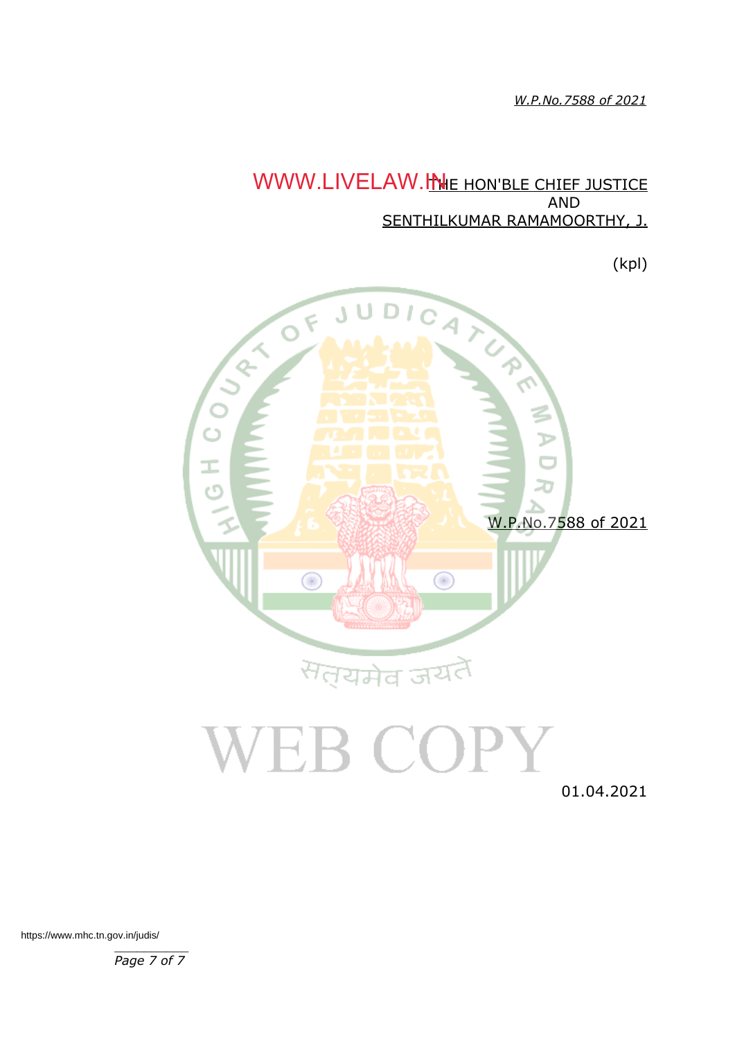THE HON'BLE CHIEF JUSTICE
AND
SENTHILKUMAR RAMAMOORTHY, J.

(kpl)

W.P.No.7588 of 2021

01.04.2021